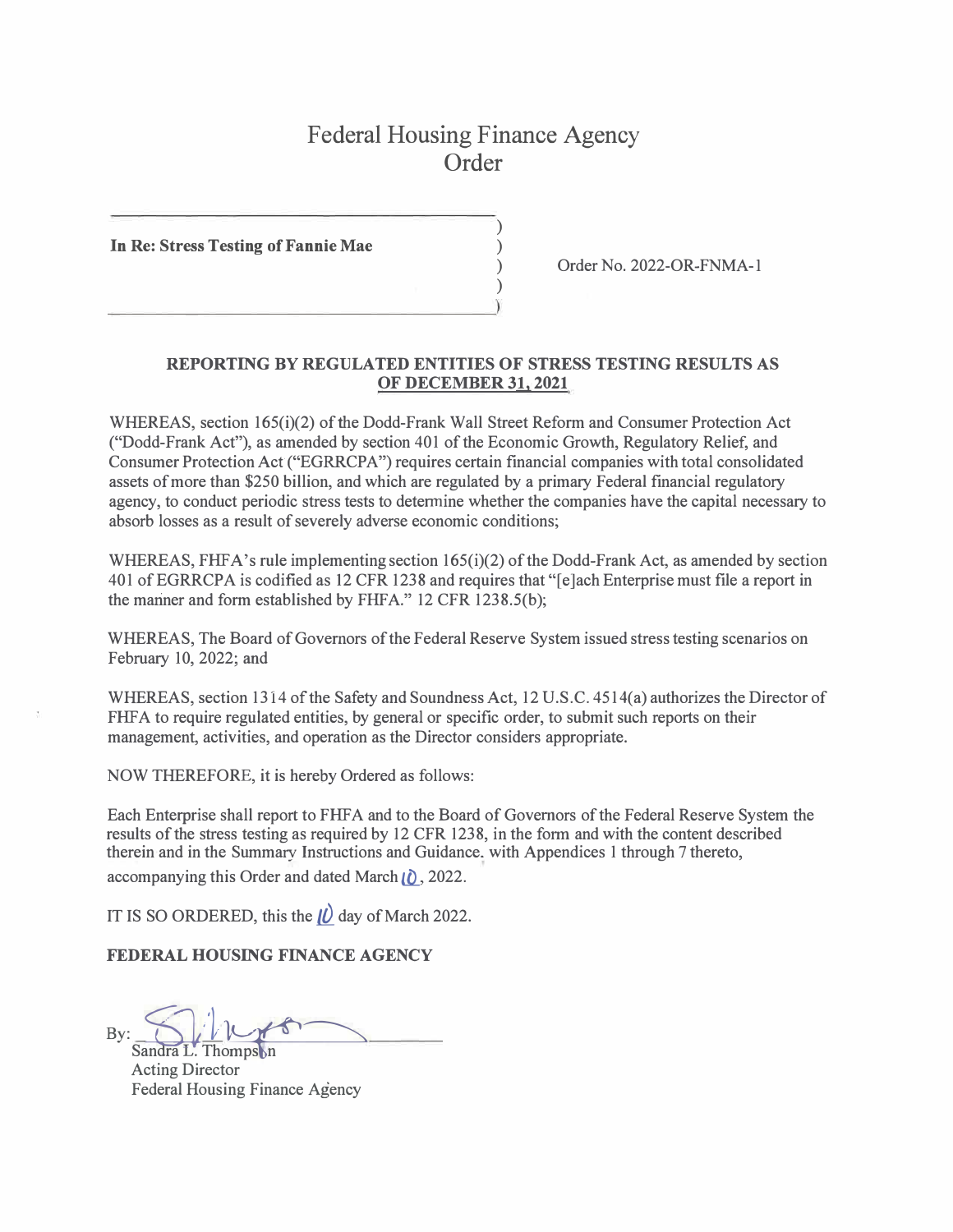# Federal Housing Finance Agency
# Order

**In Re: Stress Testing of Fannie Mae**

Order No. 2022-OR-FNMA-1

**REPORTING BY REGULATED ENTITIES OF STRESS TESTING RESULTS AS OF DECEMBER 31, 2021**

WHEREAS, section 165(i)(2) of the Dodd-Frank Wall Street Reform and Consumer Protection Act ("Dodd-Frank Act"), as amended by section 401 of the Economic Growth, Regulatory Relief, and Consumer Protection Act ("EGRRCPA") requires certain financial companies with total consolidated assets of more than $250 billion, and which are regulated by a primary Federal financial regulatory agency, to conduct periodic stress tests to determine whether the companies have the capital necessary to absorb losses as a result of severely adverse economic conditions;

WHEREAS, FHFA's rule implementing section 165(i)(2) of the Dodd-Frank Act, as amended by section 401 of EGRRCPA is codified as 12 CFR 1238 and requires that "[e]ach Enterprise must file a report in the manner and form established by FHFA." 12 CFR 1238.5(b);

WHEREAS, The Board of Governors of the Federal Reserve System issued stress testing scenarios on February 10, 2022; and

WHEREAS, section 1314 of the Safety and Soundness Act, 12 U.S.C. 4514(a) authorizes the Director of FHFA to require regulated entities, by general or specific order, to submit such reports on their management, activities, and operation as the Director considers appropriate.

NOW THEREFORE, it is hereby Ordered as follows:

Each Enterprise shall report to FHFA and to the Board of Governors of the Federal Reserve System the results of the stress testing as required by 12 CFR 1238, in the form and with the content described therein and in the Summary Instructions and Guidance, with Appendices 1 through 7 thereto, accompanying this Order and dated March 10, 2022.

IT IS SO ORDERED, this the 10 day of March 2022.

**FEDERAL HOUSING FINANCE AGENCY**

By: ______________________
Sandra L. Thompson
Acting Director
Federal Housing Finance Agency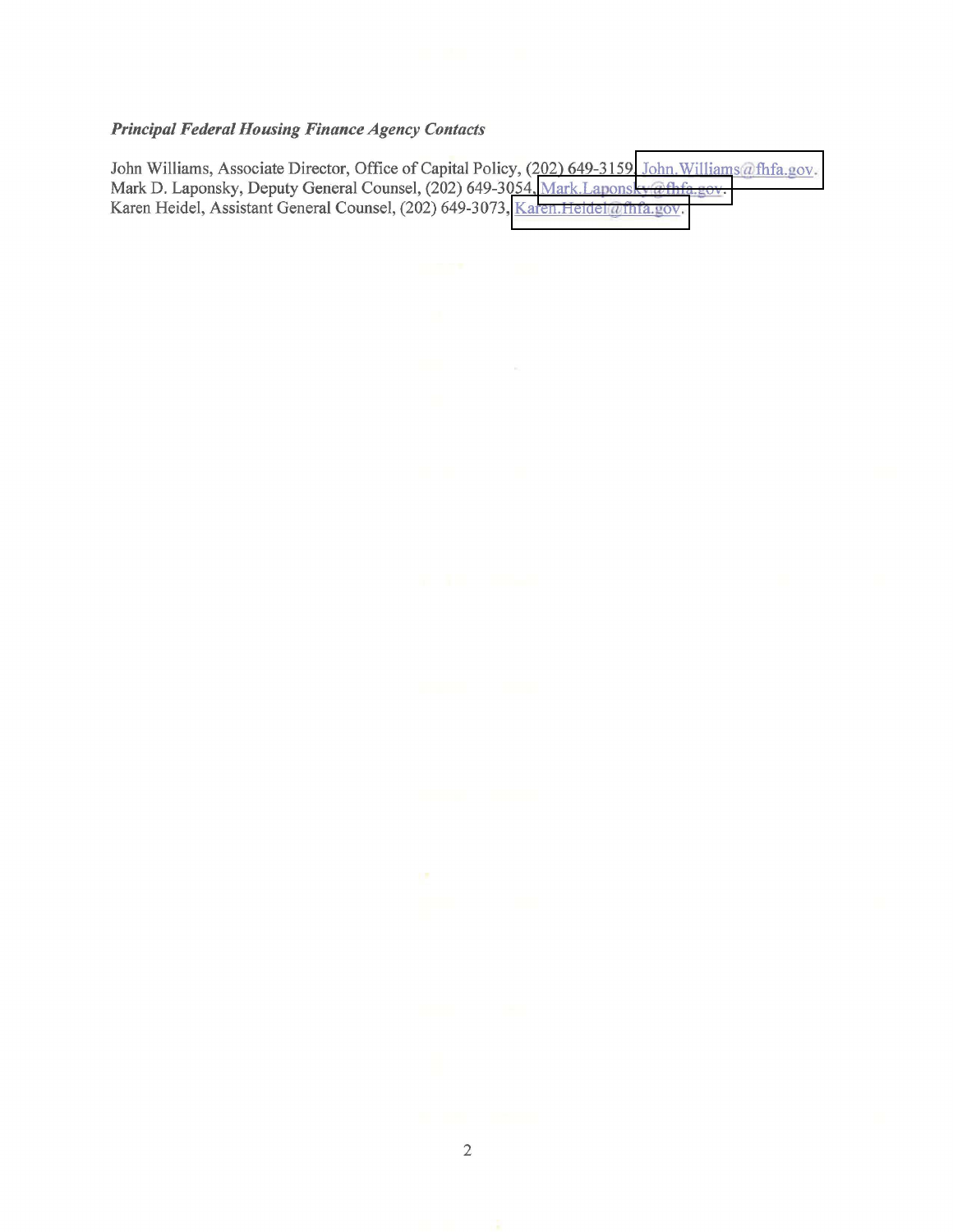***Principal Federal Housing Finance Agency Contacts***

John Williams, Associate Director, Office of Capital Policy, (202) 649-3159, John.Williams@fhfa.gov.
Mark D. Laponsky, Deputy General Counsel, (202) 649-3054, Mark.Laponsky@fhfa.gov.
Karen Heidel, Assistant General Counsel, (202) 649-3073, Karen.Heidel@fhfa.gov.